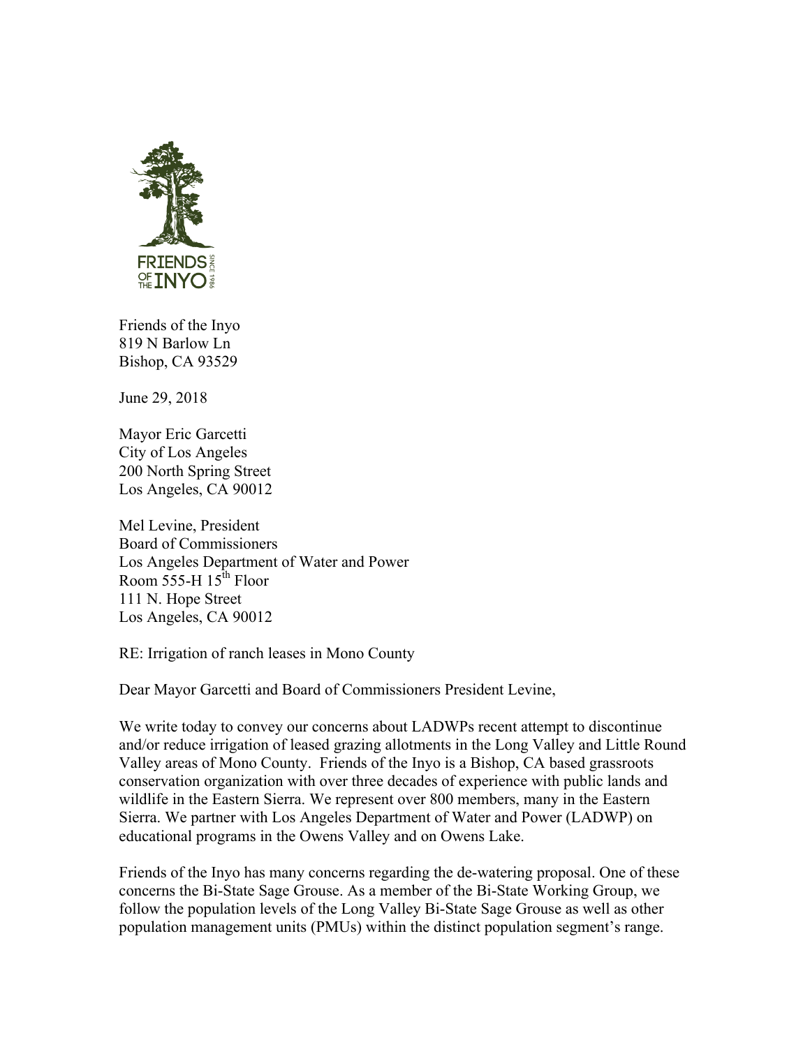Friends of the Inyo
819 N Barlow Ln
Bishop, CA 93529

June 29, 2018

Mayor Eric Garcetti
City of Los Angeles
200 North Spring Street
Los Angeles, CA 90012

Mel Levine, President
Board of Commissioners
Los Angeles Department of Water and Power
Room 555-H 15th Floor
111 N. Hope Street
Los Angeles, CA 90012

RE: Irrigation of ranch leases in Mono County

Dear Mayor Garcetti and Board of Commissioners President Levine,

We write today to convey our concerns about LADWPs recent attempt to discontinue and/or reduce irrigation of leased grazing allotments in the Long Valley and Little Round Valley areas of Mono County. Friends of the Inyo is a Bishop, CA based grassroots conservation organization with over three decades of experience with public lands and wildlife in the Eastern Sierra. We represent over 800 members, many in the Eastern Sierra. We partner with Los Angeles Department of Water and Power (LADWP) on educational programs in the Owens Valley and on Owens Lake.

Friends of the Inyo has many concerns regarding the de-watering proposal. One of these concerns the Bi-State Sage Grouse. As a member of the Bi-State Working Group, we follow the population levels of the Long Valley Bi-State Sage Grouse as well as other population management units (PMUs) within the distinct population segment's range.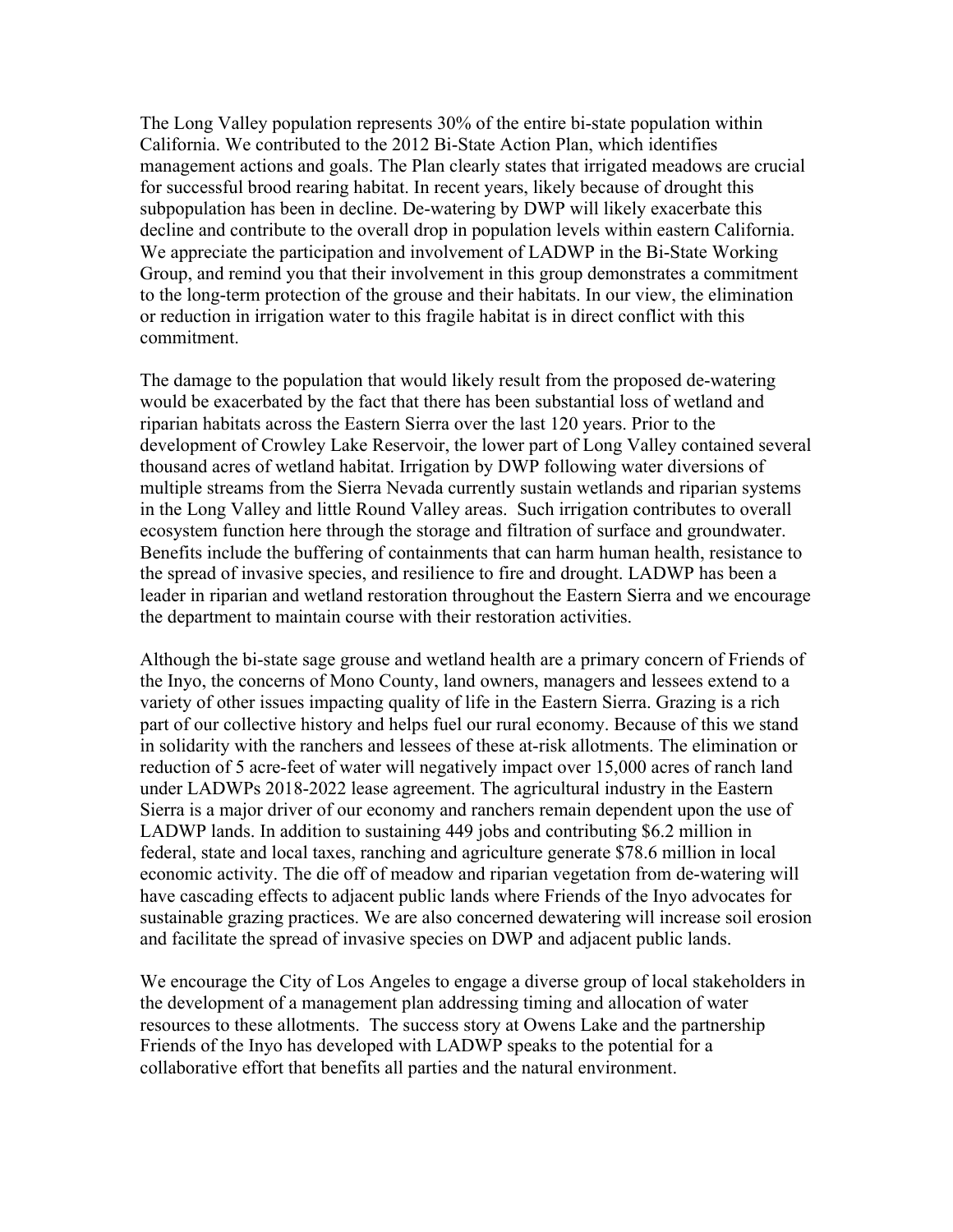The Long Valley population represents 30% of the entire bi-state population within California. We contributed to the 2012 Bi-State Action Plan, which identifies management actions and goals. The Plan clearly states that irrigated meadows are crucial for successful brood rearing habitat. In recent years, likely because of drought this subpopulation has been in decline. De-watering by DWP will likely exacerbate this decline and contribute to the overall drop in population levels within eastern California. We appreciate the participation and involvement of LADWP in the Bi-State Working Group, and remind you that their involvement in this group demonstrates a commitment to the long-term protection of the grouse and their habitats. In our view, the elimination or reduction in irrigation water to this fragile habitat is in direct conflict with this commitment.

The damage to the population that would likely result from the proposed de-watering would be exacerbated by the fact that there has been substantial loss of wetland and riparian habitats across the Eastern Sierra over the last 120 years. Prior to the development of Crowley Lake Reservoir, the lower part of Long Valley contained several thousand acres of wetland habitat. Irrigation by DWP following water diversions of multiple streams from the Sierra Nevada currently sustain wetlands and riparian systems in the Long Valley and little Round Valley areas. Such irrigation contributes to overall ecosystem function here through the storage and filtration of surface and groundwater. Benefits include the buffering of containments that can harm human health, resistance to the spread of invasive species, and resilience to fire and drought. LADWP has been a leader in riparian and wetland restoration throughout the Eastern Sierra and we encourage the department to maintain course with their restoration activities.

Although the bi-state sage grouse and wetland health are a primary concern of Friends of the Inyo, the concerns of Mono County, land owners, managers and lessees extend to a variety of other issues impacting quality of life in the Eastern Sierra. Grazing is a rich part of our collective history and helps fuel our rural economy. Because of this we stand in solidarity with the ranchers and lessees of these at-risk allotments. The elimination or reduction of 5 acre-feet of water will negatively impact over 15,000 acres of ranch land under LADWPs 2018-2022 lease agreement. The agricultural industry in the Eastern Sierra is a major driver of our economy and ranchers remain dependent upon the use of LADWP lands. In addition to sustaining 449 jobs and contributing $6.2 million in federal, state and local taxes, ranching and agriculture generate $78.6 million in local economic activity. The die off of meadow and riparian vegetation from de-watering will have cascading effects to adjacent public lands where Friends of the Inyo advocates for sustainable grazing practices. We are also concerned dewatering will increase soil erosion and facilitate the spread of invasive species on DWP and adjacent public lands.

We encourage the City of Los Angeles to engage a diverse group of local stakeholders in the development of a management plan addressing timing and allocation of water resources to these allotments. The success story at Owens Lake and the partnership Friends of the Inyo has developed with LADWP speaks to the potential for a collaborative effort that benefits all parties and the natural environment.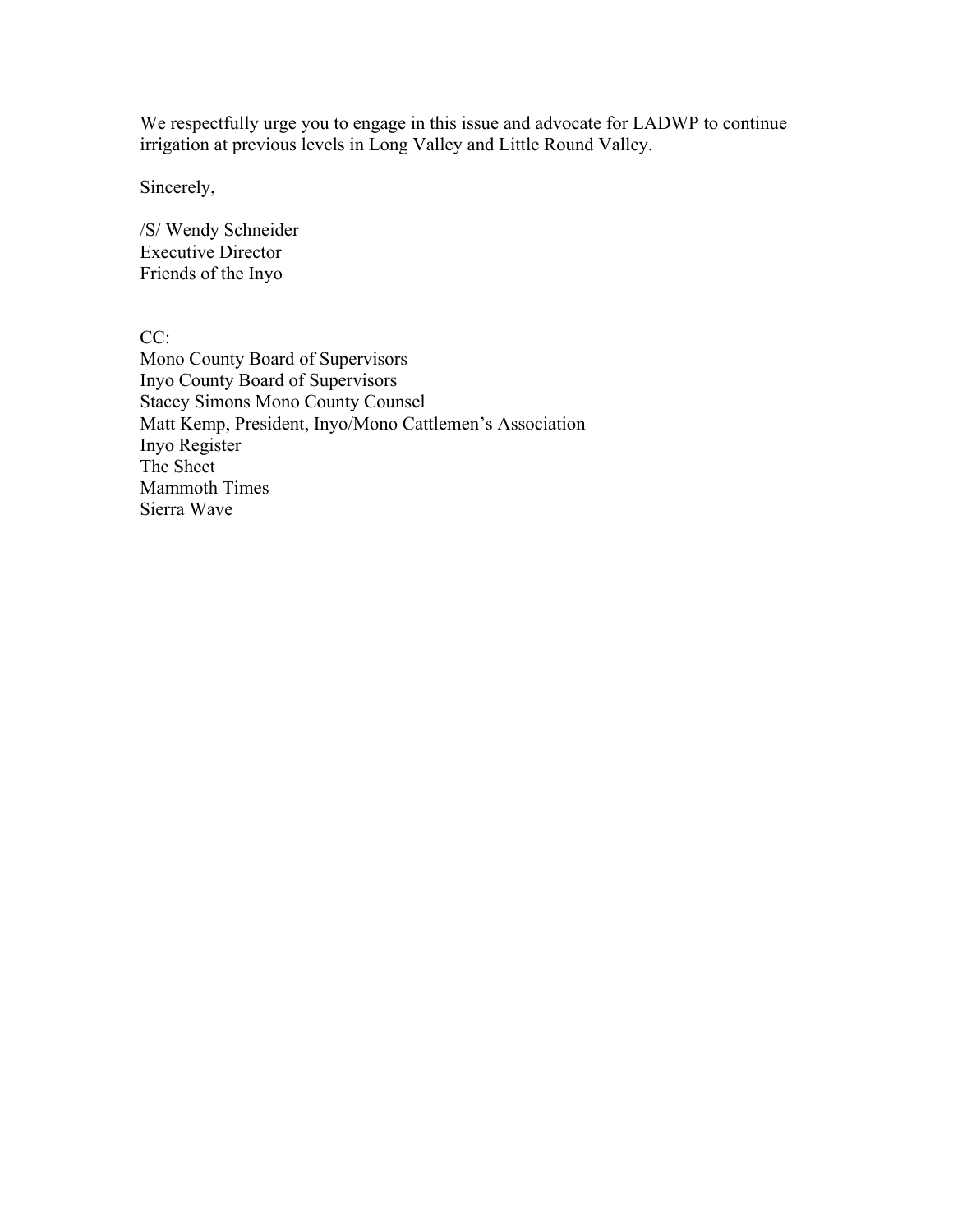We respectfully urge you to engage in this issue and advocate for LADWP to continue irrigation at previous levels in Long Valley and Little Round Valley.

Sincerely,

/S/ Wendy Schneider  
Executive Director  
Friends of the Inyo

CC:  
Mono County Board of Supervisors  
Inyo County Board of Supervisors  
Stacey Simons Mono County Counsel  
Matt Kemp, President, Inyo/Mono Cattlemen's Association  
Inyo Register  
The Sheet  
Mammoth Times  
Sierra Wave